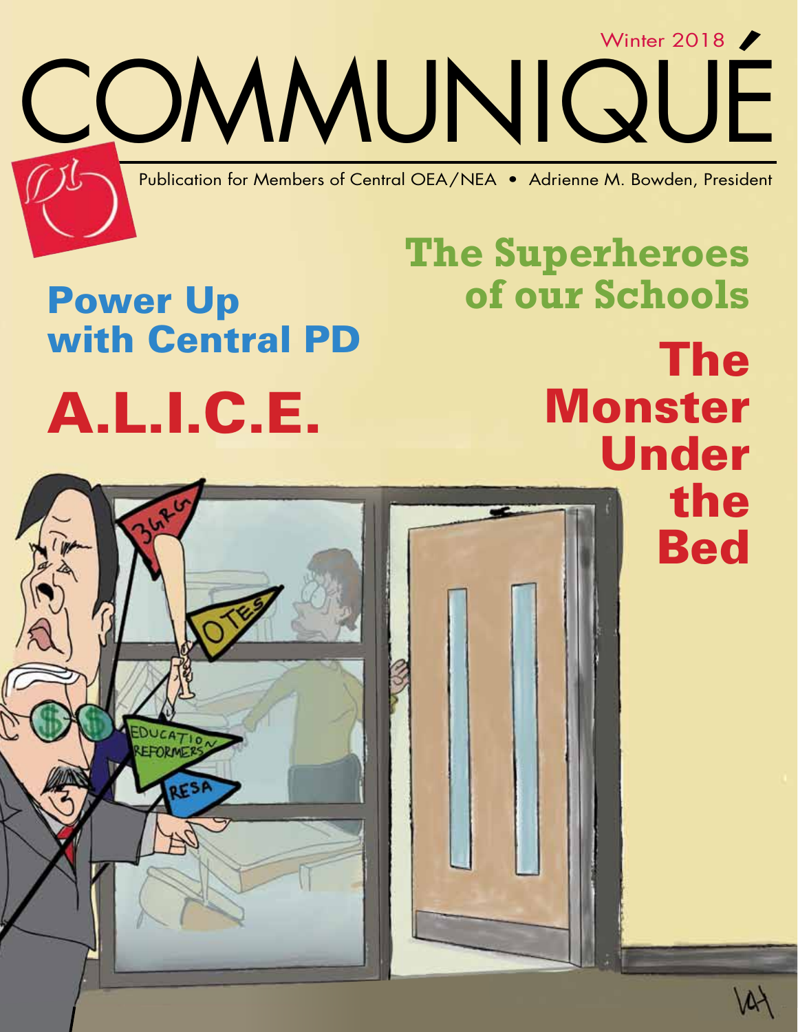Winter 2018

# COMMUNIQUÉ

Publication for Members of Central OEA/NEA • Adrienne M. Bowden, President

## Power Up with Central PD

## A.L.I.C.E.

## The Superheroes of our Schools

## The Monster Under the Bed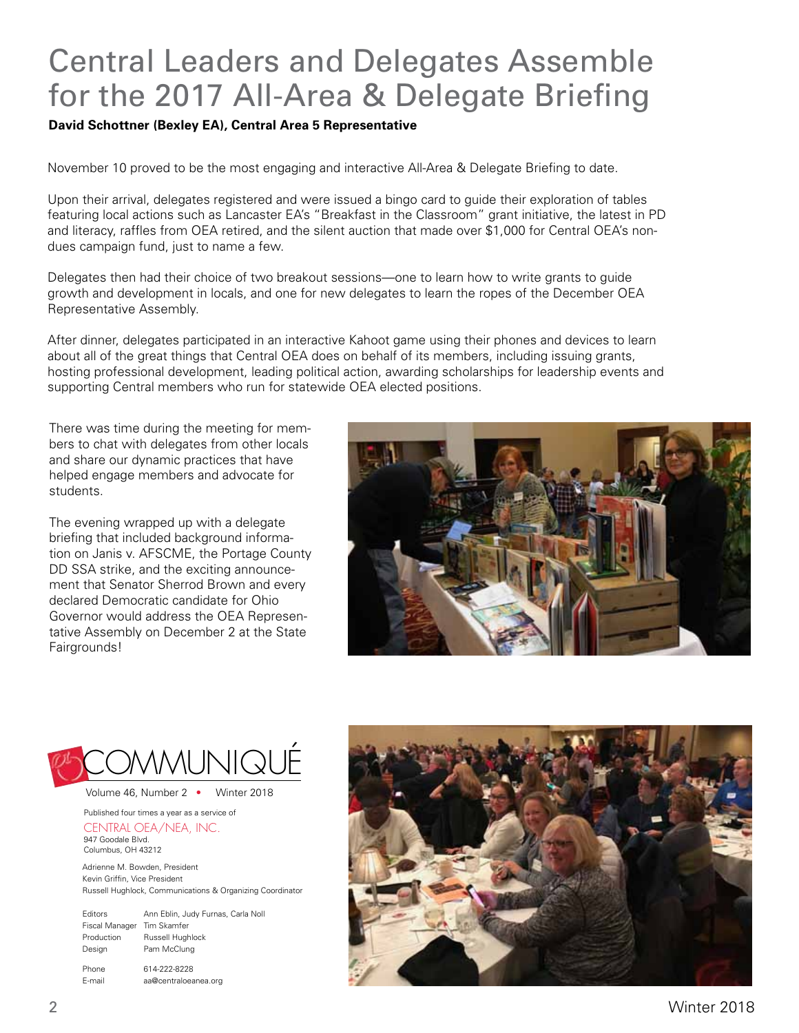# Central Leaders and Delegates Assemble for the 2017 All-Area & Delegate Briefing

**David Schottner (Bexley EA), Central Area 5 Representative**

November 10 proved to be the most engaging and interactive All-Area & Delegate Briefing to date.

Upon their arrival, delegates registered and were issued a bingo card to guide their exploration of tables featuring local actions such as Lancaster EA's "Breakfast in the Classroom" grant initiative, the latest in PD and literacy, raffles from OEA retired, and the silent auction that made over $1,000 for Central OEA's non-dues campaign fund, just to name a few.

Delegates then had their choice of two breakout sessions—one to learn how to write grants to guide growth and development in locals, and one for new delegates to learn the ropes of the December OEA Representative Assembly.

After dinner, delegates participated in an interactive Kahoot game using their phones and devices to learn about all of the great things that Central OEA does on behalf of its members, including issuing grants, hosting professional development, leading political action, awarding scholarships for leadership events and supporting Central members who run for statewide OEA elected positions.

There was time during the meeting for members to chat with delegates from other locals and share our dynamic practices that have helped engage members and advocate for students.

The evening wrapped up with a delegate briefing that included background information on Janis v. AFSCME, the Portage County DD SSA strike, and the exciting announcement that Senator Sherrod Brown and every declared Democratic candidate for Ohio Governor would address the OEA Representative Assembly on December 2 at the State Fairgrounds!

## COMMUNIQUÉ

Volume 46, Number 2 • Winter 2018

Published four times a year as a service of

CENTRAL OEA/NEA, INC.
947 Goodale Blvd.
Columbus, OH 43212

Adrienne M. Bowden, President
Kevin Griffin, Vice President
Russell Hughlock, Communications & Organizing Coordinator

| | |
|---|---|
| Editors | Ann Eblin, Judy Furnas, Carla Noll |
| Fiscal Manager | Tim Skamfer |
| Production | Russell Hughlock |
| Design | Pam McClung |
| Phone | 614-222-8228 |
| E-mail | aa@centraloeanea.org |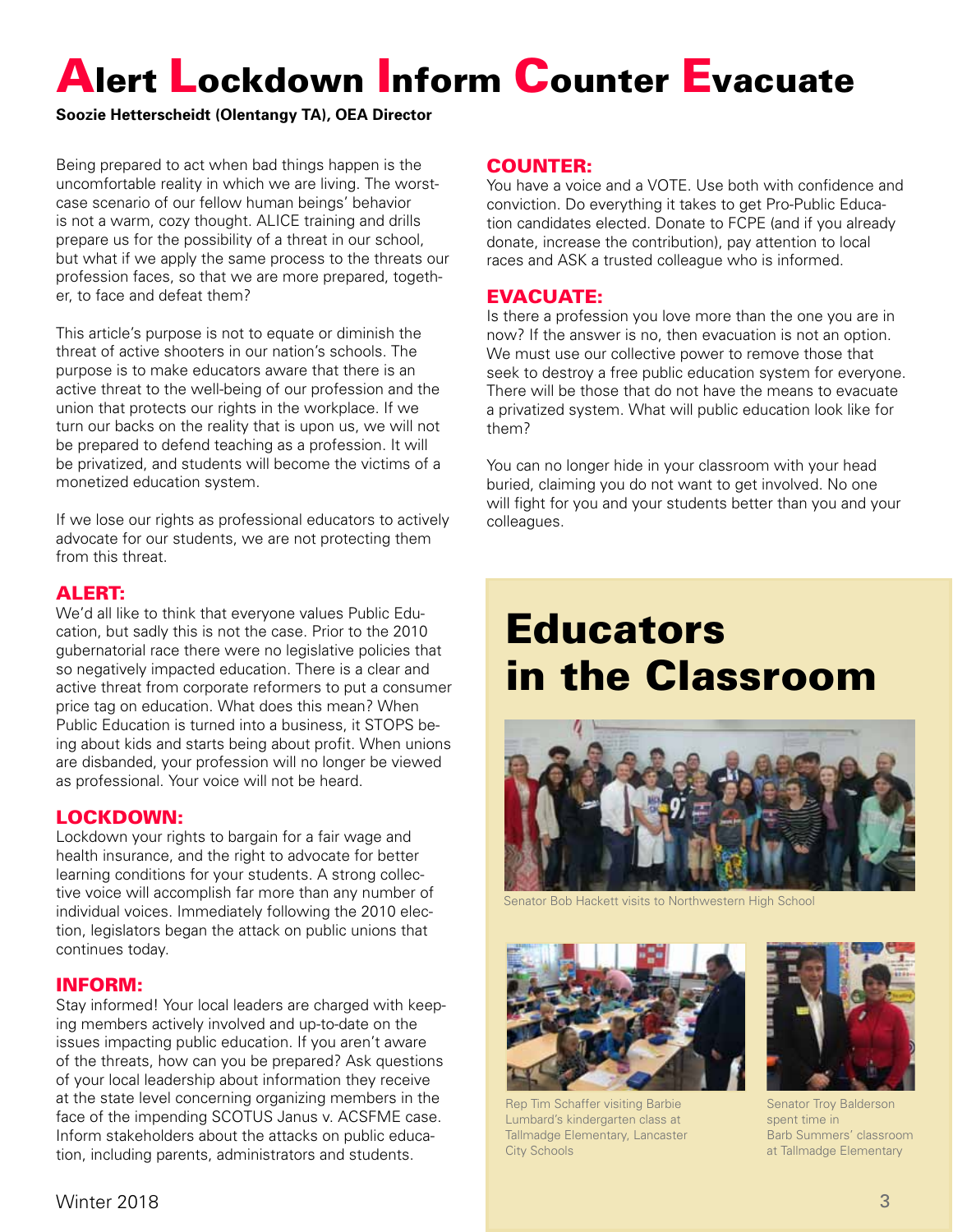# Alert Lockdown Inform Counter Evacuate

**Soozie Hetterscheidt (Olentangy TA), OEA Director**

Being prepared to act when bad things happen is the uncomfortable reality in which we are living. The worst-case scenario of our fellow human beings' behavior is not a warm, cozy thought. ALICE training and drills prepare us for the possibility of a threat in our school, but what if we apply the same process to the threats our profession faces, so that we are more prepared, together, to face and defeat them?

This article's purpose is not to equate or diminish the threat of active shooters in our nation's schools. The purpose is to make educators aware that there is an active threat to the well-being of our profession and the union that protects our rights in the workplace. If we turn our backs on the reality that is upon us, we will not be prepared to defend teaching as a profession. It will be privatized, and students will become the victims of a monetized education system.

If we lose our rights as professional educators to actively advocate for our students, we are not protecting them from this threat.

## ALERT:

We'd all like to think that everyone values Public Education, but sadly this is not the case. Prior to the 2010 gubernatorial race there were no legislative policies that so negatively impacted education. There is a clear and active threat from corporate reformers to put a consumer price tag on education. What does this mean? When Public Education is turned into a business, it STOPS being about kids and starts being about profit. When unions are disbanded, your profession will no longer be viewed as professional. Your voice will not be heard.

## LOCKDOWN:

Lockdown your rights to bargain for a fair wage and health insurance, and the right to advocate for better learning conditions for your students. A strong collective voice will accomplish far more than any number of individual voices. Immediately following the 2010 election, legislators began the attack on public unions that continues today.

## INFORM:

Stay informed! Your local leaders are charged with keeping members actively involved and up-to-date on the issues impacting public education. If you aren't aware of the threats, how can you be prepared? Ask questions of your local leadership about information they receive at the state level concerning organizing members in the face of the impending SCOTUS Janus v. ACSFME case. Inform stakeholders about the attacks on public education, including parents, administrators and students.

## COUNTER:

You have a voice and a VOTE. Use both with confidence and conviction. Do everything it takes to get Pro-Public Education candidates elected. Donate to FCPE (and if you already donate, increase the contribution), pay attention to local races and ASK a trusted colleague who is informed.

## EVACUATE:

Is there a profession you love more than the one you are in now? If the answer is no, then evacuation is not an option. We must use our collective power to remove those that seek to destroy a free public education system for everyone. There will be those that do not have the means to evacuate a privatized system. What will public education look like for them?

You can no longer hide in your classroom with your head buried, claiming you do not want to get involved. No one will fight for you and your students better than you and your colleagues.

# Educators in the Classroom

Senator Bob Hackett visits to Northwestern High School

Rep Tim Schaffer visiting Barbie Lumbard's kindergarten class at Tallmadge Elementary, Lancaster City Schools

Senator Troy Balderson spent time in Barb Summers' classroom at Tallmadge Elementary

Winter 2018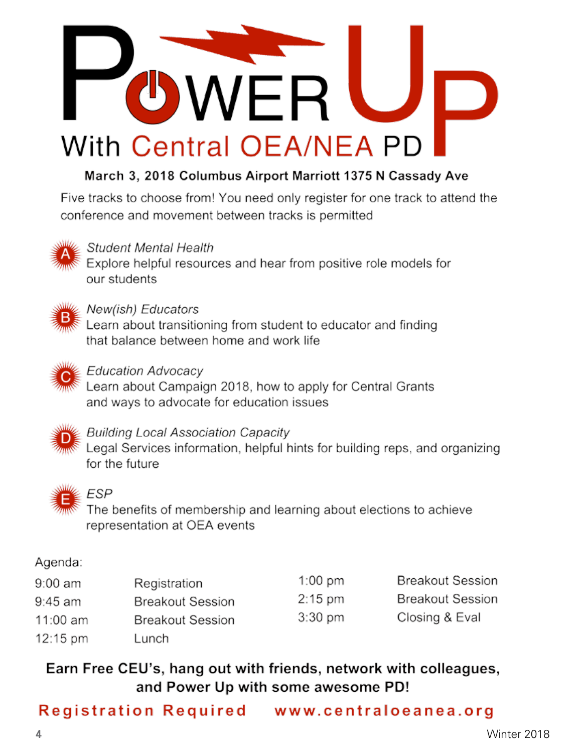# Power Up

## With Central OEA/NEA PD

**March 3, 2018 Columbus Airport Marriott 1375 N Cassady Ave**

Five tracks to choose from! You need only register for one track to attend the conference and movement between tracks is permitted

**A** *Student Mental Health*
Explore helpful resources and hear from positive role models for our students

**B** *New(ish) Educators*
Learn about transitioning from student to educator and finding that balance between home and work life

**C** *Education Advocacy*
Learn about Campaign 2018, how to apply for Central Grants and ways to advocate for education issues

**D** *Building Local Association Capacity*
Legal Services information, helpful hints for building reps, and organizing for the future

**E** *ESP*
The benefits of membership and learning about elections to achieve representation at OEA events

Agenda:

| | |
|---|---|
| 9:00 am | Registration |
| 9:45 am | Breakout Session |
| 11:00 am | Breakout Session |
| 12:15 pm | Lunch |
| 1:00 pm | Breakout Session |
| 2:15 pm | Breakout Session |
| 3:30 pm | Closing & Eval |

**Earn Free CEU's, hang out with friends, network with colleagues, and Power Up with some awesome PD!**

**Registration Required** **www.centraloeanea.org**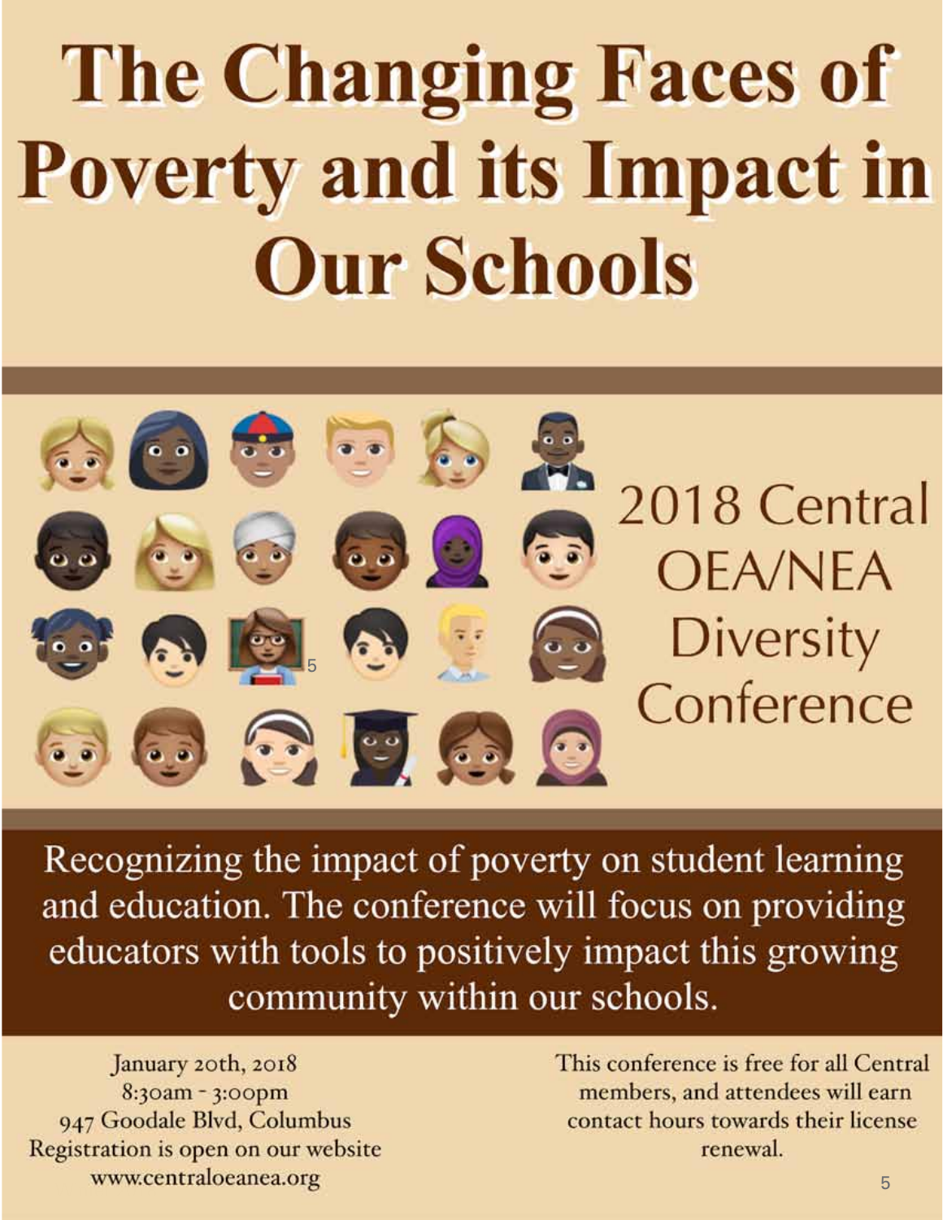# The Changing Faces of Poverty and its Impact in Our Schools

## 2018 Central OEA/NEA Diversity Conference

Recognizing the impact of poverty on student learning and education. The conference will focus on providing educators with tools to positively impact this growing community within our schools.

January 20th, 2018
8:30am - 3:00pm
947 Goodale Blvd, Columbus
Registration is open on our website
www.centraloeanea.org

This conference is free for all Central members, and attendees will earn contact hours towards their license renewal.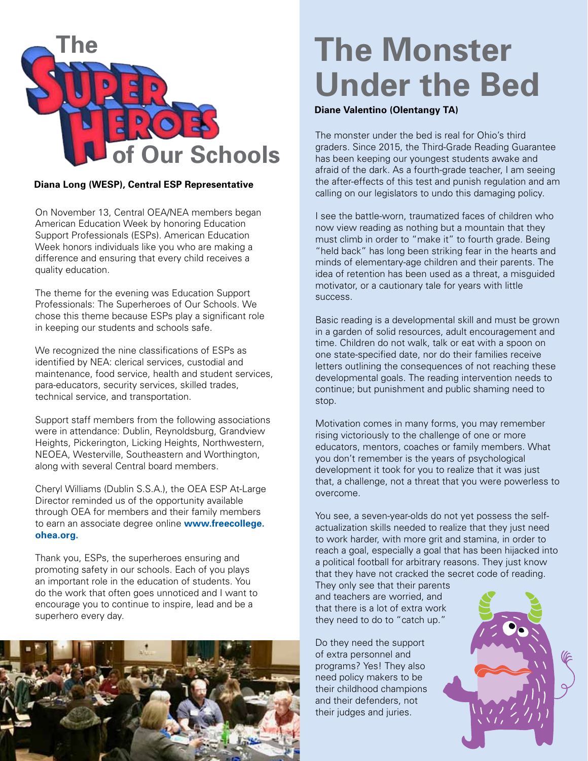# The Super Heroes of Our Schools

**Diana Long (WESP), Central ESP Representative**

On November 13, Central OEA/NEA members began American Education Week by honoring Education Support Professionals (ESPs). American Education Week honors individuals like you who are making a difference and ensuring that every child receives a quality education.

The theme for the evening was Education Support Professionals: The Superheroes of Our Schools. We chose this theme because ESPs play a significant role in keeping our students and schools safe.

We recognized the nine classifications of ESPs as identified by NEA: clerical services, custodial and maintenance, food service, health and student services, para-educators, security services, skilled trades, technical service, and transportation.

Support staff members from the following associations were in attendance: Dublin, Reynoldsburg, Grandview Heights, Pickerington, Licking Heights, Northwestern, NEOEA, Westerville, Southeastern and Worthington, along with several Central board members.

Cheryl Williams (Dublin S.S.A.), the OEA ESP At-Large Director reminded us of the opportunity available through OEA for members and their family members to earn an associate degree online **www.freecollege.ohea.org.**

Thank you, ESPs, the superheroes ensuring and promoting safety in our schools. Each of you plays an important role in the education of students. You do the work that often goes unnoticed and I want to encourage you to continue to inspire, lead and be a superhero every day.

# The Monster Under the Bed

**Diane Valentino (Olentangy TA)**

The monster under the bed is real for Ohio's third graders. Since 2015, the Third-Grade Reading Guarantee has been keeping our youngest students awake and afraid of the dark. As a fourth-grade teacher, I am seeing the after-effects of this test and punish regulation and am calling on our legislators to undo this damaging policy.

I see the battle-worn, traumatized faces of children who now view reading as nothing but a mountain that they must climb in order to "make it" to fourth grade. Being "held back" has long been striking fear in the hearts and minds of elementary-age children and their parents. The idea of retention has been used as a threat, a misguided motivator, or a cautionary tale for years with little success.

Basic reading is a developmental skill and must be grown in a garden of solid resources, adult encouragement and time. Children do not walk, talk or eat with a spoon on one state-specified date, nor do their families receive letters outlining the consequences of not reaching these developmental goals. The reading intervention needs to continue; but punishment and public shaming need to stop.

Motivation comes in many forms, you may remember rising victoriously to the challenge of one or more educators, mentors, coaches or family members. What you don't remember is the years of psychological development it took for you to realize that it was just that, a challenge, not a threat that you were powerless to overcome.

You see, a seven-year-olds do not yet possess the self-actualization skills needed to realize that they just need to work harder, with more grit and stamina, in order to reach a goal, especially a goal that has been hijacked into a political football for arbitrary reasons. They just know that they have not cracked the secret code of reading. They only see that their parents and teachers are worried, and that there is a lot of extra work they need to do to "catch up."

Do they need the support of extra personnel and programs? Yes! They also need policy makers to be their childhood champions and their defenders, not their judges and juries.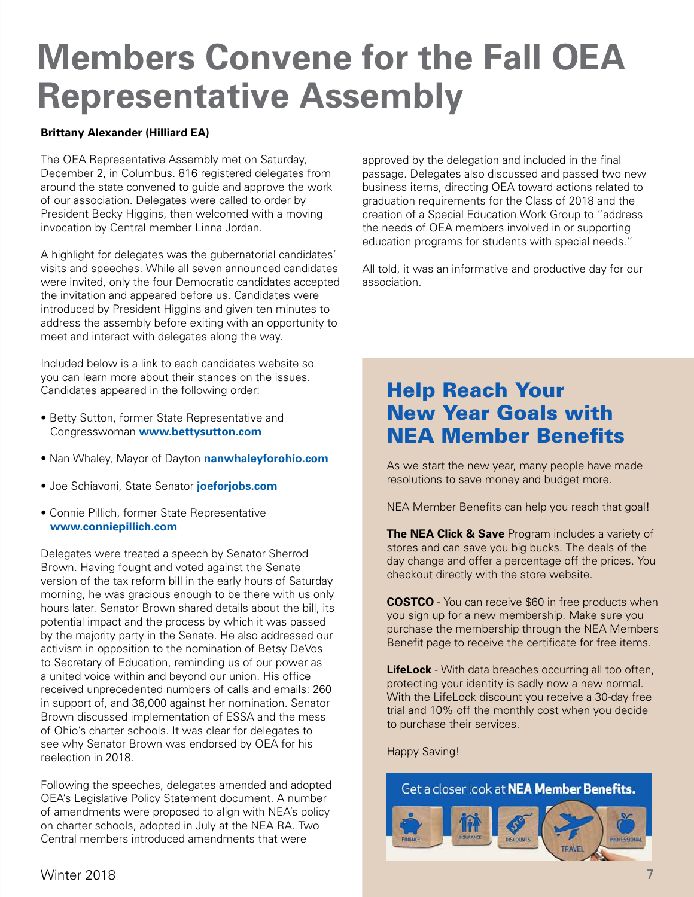# Members Convene for the Fall OEA Representative Assembly

**Brittany Alexander (Hilliard EA)**

The OEA Representative Assembly met on Saturday, December 2, in Columbus. 816 registered delegates from around the state convened to guide and approve the work of our association. Delegates were called to order by President Becky Higgins, then welcomed with a moving invocation by Central member Linna Jordan.

A highlight for delegates was the gubernatorial candidates' visits and speeches. While all seven announced candidates were invited, only the four Democratic candidates accepted the invitation and appeared before us. Candidates were introduced by President Higgins and given ten minutes to address the assembly before exiting with an opportunity to meet and interact with delegates along the way.

Included below is a link to each candidates website so you can learn more about their stances on the issues. Candidates appeared in the following order:

- Betty Sutton, former State Representative and Congresswoman **www.bettysutton.com**
- Nan Whaley, Mayor of Dayton **nanwhaleyforohio.com**
- Joe Schiavoni, State Senator **joeforjobs.com**
- Connie Pillich, former State Representative **www.conniepillich.com**

Delegates were treated a speech by Senator Sherrod Brown. Having fought and voted against the Senate version of the tax reform bill in the early hours of Saturday morning, he was gracious enough to be there with us only hours later. Senator Brown shared details about the bill, its potential impact and the process by which it was passed by the majority party in the Senate. He also addressed our activism in opposition to the nomination of Betsy DeVos to Secretary of Education, reminding us of our power as a united voice within and beyond our union. His office received unprecedented numbers of calls and emails: 260 in support of, and 36,000 against her nomination. Senator Brown discussed implementation of ESSA and the mess of Ohio's charter schools. It was clear for delegates to see why Senator Brown was endorsed by OEA for his reelection in 2018.

Following the speeches, delegates amended and adopted OEA's Legislative Policy Statement document. A number of amendments were proposed to align with NEA's policy on charter schools, adopted in July at the NEA RA. Two Central members introduced amendments that were approved by the delegation and included in the final passage. Delegates also discussed and passed two new business items, directing OEA toward actions related to graduation requirements for the Class of 2018 and the creation of a Special Education Work Group to "address the needs of OEA members involved in or supporting education programs for students with special needs."

All told, it was an informative and productive day for our association.

## Help Reach Your New Year Goals with NEA Member Benefits

As we start the new year, many people have made resolutions to save money and budget more.

NEA Member Benefits can help you reach that goal!

**The NEA Click & Save** Program includes a variety of stores and can save you big bucks. The deals of the day change and offer a percentage off the prices. You checkout directly with the store website.

**COSTCO** - You can receive $60 in free products when you sign up for a new membership. Make sure you purchase the membership through the NEA Members Benefit page to receive the certificate for free items.

**LifeLock** - With data breaches occurring all too often, protecting your identity is sadly now a new normal. With the LifeLock discount you receive a 30-day free trial and 10% off the monthly cost when you decide to purchase their services.

Happy Saving!

Get a closer look at **NEA Member Benefits.**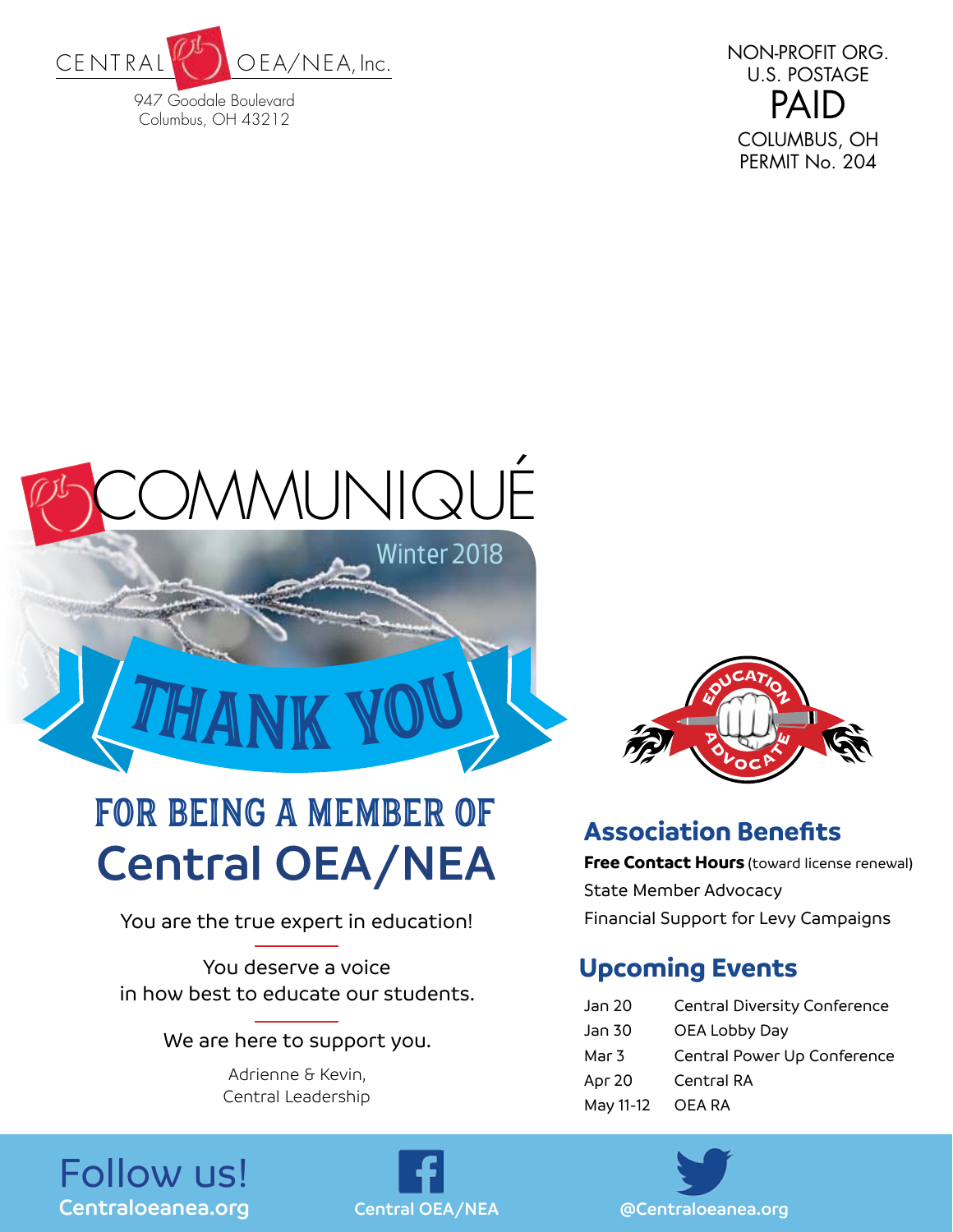CENTRAL OEA/NEA, Inc.
947 Goodale Boulevard
Columbus, OH 43212

NON-PROFIT ORG.
U.S. POSTAGE
PAID
COLUMBUS, OH
PERMIT No. 204

# COMMUNIQUÉ

Winter 2018

## THANK YOU

## FOR BEING A MEMBER OF Central OEA/NEA

You are the true expert in education!

You deserve a voice in how best to educate our students.

We are here to support you.

Adrienne & Kevin,
Central Leadership

EDUCATION ADVOCATE

## Association Benefits

**Free Contact Hours** (toward license renewal)

State Member Advocacy

Financial Support for Levy Campaigns

## Upcoming Events

| | |
|---|---|
| Jan 20 | Central Diversity Conference |
| Jan 30 | OEA Lobby Day |
| Mar 3 | Central Power Up Conference |
| Apr 20 | Central RA |
| May 11-12 | OEA RA |

Follow us!

Centraloeanea.org

Central OEA/NEA

@Centraloeanea.org